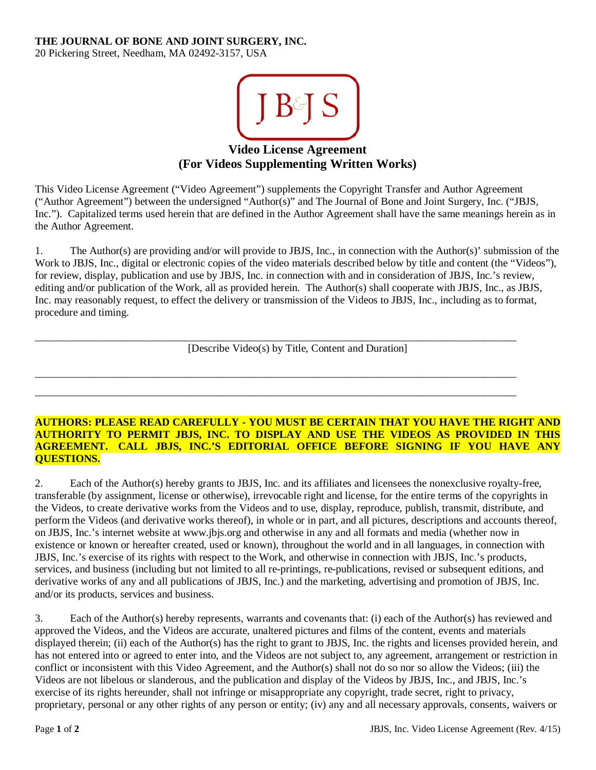**THE JOURNAL OF BONE AND JOINT SURGERY, INC.**
20 Pickering Street, Needham, MA 02492-3157, USA

JB&JS

## Video License Agreement
## (For Videos Supplementing Written Works)

This Video License Agreement ("Video Agreement") supplements the Copyright Transfer and Author Agreement ("Author Agreement") between the undersigned "Author(s)" and The Journal of Bone and Joint Surgery, Inc. ("JBJS, Inc."). Capitalized terms used herein that are defined in the Author Agreement shall have the same meanings herein as in the Author Agreement.

1. The Author(s) are providing and/or will provide to JBJS, Inc., in connection with the Author(s)' submission of the Work to JBJS, Inc., digital or electronic copies of the video materials described below by title and content (the "Videos"), for review, display, publication and use by JBJS, Inc. in connection with and in consideration of JBJS, Inc.'s review, editing and/or publication of the Work, all as provided herein. The Author(s) shall cooperate with JBJS, Inc., as JBJS, Inc. may reasonably request, to effect the delivery or transmission of the Videos to JBJS, Inc., including as to format, procedure and timing.

______________________________________________________________________________

[Describe Video(s) by Title, Content and Duration]

______________________________________________________________________________

______________________________________________________________________________

**AUTHORS: PLEASE READ CAREFULLY - YOU MUST BE CERTAIN THAT YOU HAVE THE RIGHT AND AUTHORITY TO PERMIT JBJS, INC. TO DISPLAY AND USE THE VIDEOS AS PROVIDED IN THIS AGREEMENT. CALL JBJS, INC.'S EDITORIAL OFFICE BEFORE SIGNING IF YOU HAVE ANY QUESTIONS.**

2. Each of the Author(s) hereby grants to JBJS, Inc. and its affiliates and licensees the nonexclusive royalty-free, transferable (by assignment, license or otherwise), irrevocable right and license, for the entire terms of the copyrights in the Videos, to create derivative works from the Videos and to use, display, reproduce, publish, transmit, distribute, and perform the Videos (and derivative works thereof), in whole or in part, and all pictures, descriptions and accounts thereof, on JBJS, Inc.'s internet website at www.jbjs.org and otherwise in any and all formats and media (whether now in existence or known or hereafter created, used or known), throughout the world and in all languages, in connection with JBJS, Inc.'s exercise of its rights with respect to the Work, and otherwise in connection with JBJS, Inc.'s products, services, and business (including but not limited to all re-printings, re-publications, revised or subsequent editions, and derivative works of any and all publications of JBJS, Inc.) and the marketing, advertising and promotion of JBJS, Inc. and/or its products, services and business.

3. Each of the Author(s) hereby represents, warrants and covenants that: (i) each of the Author(s) has reviewed and approved the Videos, and the Videos are accurate, unaltered pictures and films of the content, events and materials displayed therein; (ii) each of the Author(s) has the right to grant to JBJS, Inc. the rights and licenses provided herein, and has not entered into or agreed to enter into, and the Videos are not subject to, any agreement, arrangement or restriction in conflict or inconsistent with this Video Agreement, and the Author(s) shall not do so nor so allow the Videos; (iii) the Videos are not libelous or slanderous, and the publication and display of the Videos by JBJS, Inc., and JBJS, Inc.'s exercise of its rights hereunder, shall not infringe or misappropriate any copyright, trade secret, right to privacy, proprietary, personal or any other rights of any person or entity; (iv) any and all necessary approvals, consents, waivers or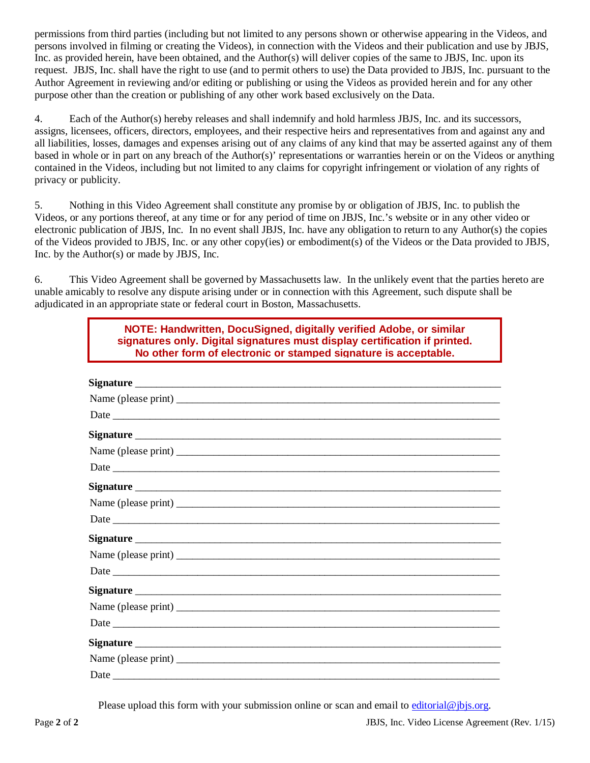permissions from third parties (including but not limited to any persons shown or otherwise appearing in the Videos, and persons involved in filming or creating the Videos), in connection with the Videos and their publication and use by JBJS, Inc. as provided herein, have been obtained, and the Author(s) will deliver copies of the same to JBJS, Inc. upon its request. JBJS, Inc. shall have the right to use (and to permit others to use) the Data provided to JBJS, Inc. pursuant to the Author Agreement in reviewing and/or editing or publishing or using the Videos as provided herein and for any other purpose other than the creation or publishing of any other work based exclusively on the Data.

4. Each of the Author(s) hereby releases and shall indemnify and hold harmless JBJS, Inc. and its successors, assigns, licensees, officers, directors, employees, and their respective heirs and representatives from and against any and all liabilities, losses, damages and expenses arising out of any claims of any kind that may be asserted against any of them based in whole or in part on any breach of the Author(s)' representations or warranties herein or on the Videos or anything contained in the Videos, including but not limited to any claims for copyright infringement or violation of any rights of privacy or publicity.

5. Nothing in this Video Agreement shall constitute any promise by or obligation of JBJS, Inc. to publish the Videos, or any portions thereof, at any time or for any period of time on JBJS, Inc.'s website or in any other video or electronic publication of JBJS, Inc. In no event shall JBJS, Inc. have any obligation to return to any Author(s) the copies of the Videos provided to JBJS, Inc. or any other copy(ies) or embodiment(s) of the Videos or the Data provided to JBJS, Inc. by the Author(s) or made by JBJS, Inc.

6. This Video Agreement shall be governed by Massachusetts law. In the unlikely event that the parties hereto are unable amicably to resolve any dispute arising under or in connection with this Agreement, such dispute shall be adjudicated in an appropriate state or federal court in Boston, Massachusetts.

**NOTE: Handwritten, DocuSigned, digitally verified Adobe, or similar signatures only. Digital signatures must display certification if printed. No other form of electronic or stamped signature is acceptable.**

**Signature** ______________________________

Name (please print) ______________________________

Date ______________________________

**Signature** ______________________________

Name (please print) ______________________________

Date ______________________________

**Signature** ______________________________

Name (please print) ______________________________

Date ______________________________

**Signature** ______________________________

Name (please print) ______________________________

Date ______________________________

**Signature** ______________________________

Name (please print) ______________________________

Date ______________________________

**Signature** ______________________________

Name (please print) ______________________________

Date ______________________________

Please upload this form with your submission online or scan and email to editorial@jbjs.org.

JBJS, Inc. Video License Agreement (Rev. 1/15)